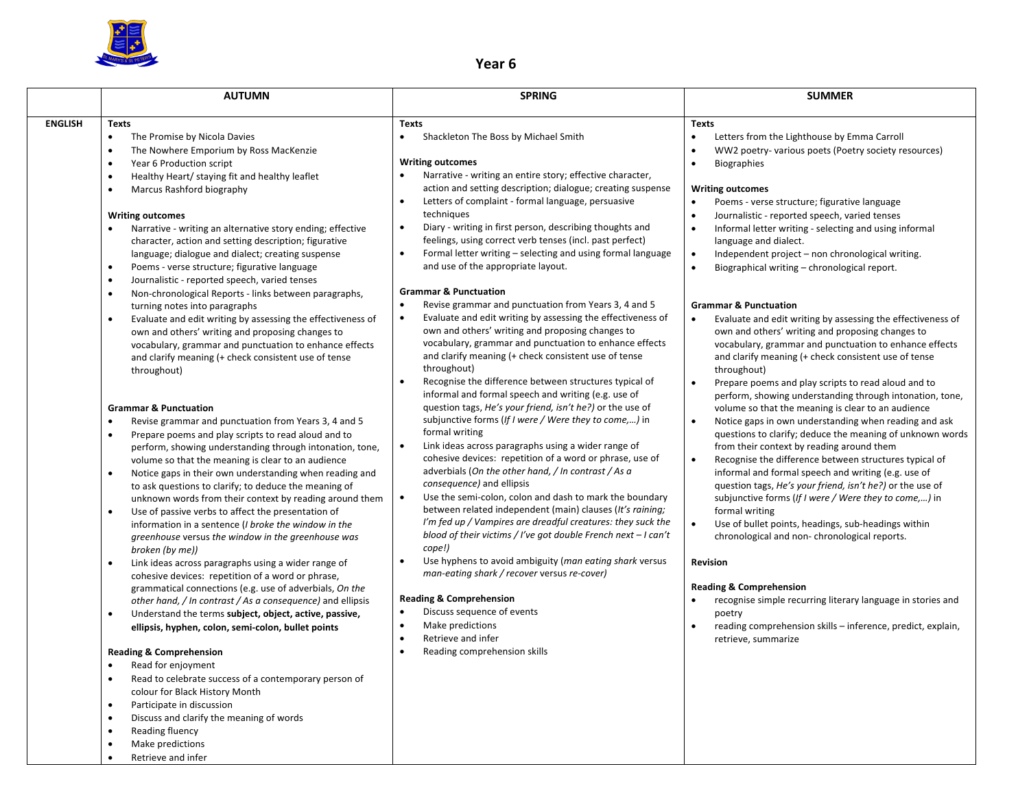# Year 6

| | AUTUMN | SPRING | SUMMER |
|---|---|---|---|
| **ENGLISH** | **Texts**<br>• The Promise by Nicola Davies<br>• The Nowhere Emporium by Ross MacKenzie<br>• Year 6 Production script<br>• Healthy Heart/ staying fit and healthy leaflet<br>• Marcus Rashford biography<br><br>**Writing outcomes**<br>• Narrative - writing an alternative story ending; effective character, action and setting description; figurative language; dialogue and dialect; creating suspense<br>• Poems - verse structure; figurative language<br>• Journalistic - reported speech, varied tenses<br>• Non-chronological Reports - links between paragraphs, turning notes into paragraphs<br>• Evaluate and edit writing by assessing the effectiveness of own and others' writing and proposing changes to vocabulary, grammar and punctuation to enhance effects and clarify meaning (+ check consistent use of tense throughout)<br><br>**Grammar & Punctuation**<br>• Revise grammar and punctuation from Years 3, 4 and 5<br>• Prepare poems and play scripts to read aloud and to perform, showing understanding through intonation, tone, volume so that the meaning is clear to an audience<br>• Notice gaps in their own understanding when reading and to ask questions to clarify; to deduce the meaning of unknown words from their context by reading around them<br>• Use of passive verbs to affect the presentation of information in a sentence (*I broke the window in the greenhouse* versus *the window in the greenhouse was broken (by me))*<br>• Link ideas across paragraphs using a wider range of cohesive devices: repetition of a word or phrase, grammatical connections (e.g. use of adverbials, *On the other hand, / In contrast / As a consequence)* and ellipsis<br>• Understand the terms **subject, object, active, passive, ellipsis, hyphen, colon, semi-colon, bullet points**<br><br>**Reading & Comprehension**<br>• Read for enjoyment<br>• Read to celebrate success of a contemporary person of colour for Black History Month<br>• Participate in discussion<br>• Discuss and clarify the meaning of words<br>• Reading fluency<br>• Make predictions<br>• Retrieve and infer | **Texts**<br>• Shackleton The Boss by Michael Smith<br><br>**Writing outcomes**<br>• Narrative - writing an entire story; effective character, action and setting description; dialogue; creating suspense<br>• Letters of complaint - formal language, persuasive techniques<br>• Diary - writing in first person, describing thoughts and feelings, using correct verb tenses (incl. past perfect)<br>• Formal letter writing – selecting and using formal language and use of the appropriate layout.<br><br>**Grammar & Punctuation**<br>• Revise grammar and punctuation from Years 3, 4 and 5<br>• Evaluate and edit writing by assessing the effectiveness of own and others' writing and proposing changes to vocabulary, grammar and punctuation to enhance effects and clarify meaning (+ check consistent use of tense throughout)<br>• Recognise the difference between structures typical of informal and formal speech and writing (e.g. use of question tags, *He's your friend, isn't he?)* or the use of subjunctive forms (*If I were / Were they to come,…)* in formal writing<br>• Link ideas across paragraphs using a wider range of cohesive devices: repetition of a word or phrase, use of adverbials (*On the other hand, / In contrast / As a consequence)* and ellipsis<br>• Use the semi-colon, colon and dash to mark the boundary between related independent (main) clauses (*It's raining; I'm fed up / Vampires are dreadful creatures: they suck the blood of their victims / I've got double French next – I can't cope!)*<br>• Use hyphens to avoid ambiguity (*man eating shark* versus *man-eating shark / recover* versus *re-cover)*<br><br>**Reading & Comprehension**<br>• Discuss sequence of events<br>• Make predictions<br>• Retrieve and infer<br>• Reading comprehension skills | **Texts**<br>• Letters from the Lighthouse by Emma Carroll<br>• WW2 poetry- various poets (Poetry society resources)<br>• Biographies<br><br>**Writing outcomes**<br>• Poems - verse structure; figurative language<br>• Journalistic - reported speech, varied tenses<br>• Informal letter writing - selecting and using informal language and dialect.<br>• Independent project – non chronological writing.<br>• Biographical writing – chronological report.<br><br>**Grammar & Punctuation**<br>• Evaluate and edit writing by assessing the effectiveness of own and others' writing and proposing changes to vocabulary, grammar and punctuation to enhance effects and clarify meaning (+ check consistent use of tense throughout)<br>• Prepare poems and play scripts to read aloud and to perform, showing understanding through intonation, tone, volume so that the meaning is clear to an audience<br>• Notice gaps in own understanding when reading and ask questions to clarify; deduce the meaning of unknown words from their context by reading around them<br>• Recognise the difference between structures typical of informal and formal speech and writing (e.g. use of question tags, *He's your friend, isn't he?)* or the use of subjunctive forms (*If I were / Were they to come,…)* in formal writing<br>• Use of bullet points, headings, sub-headings within chronological and non- chronological reports.<br><br>**Revision**<br><br>**Reading & Comprehension**<br>• recognise simple recurring literary language in stories and poetry<br>• reading comprehension skills – inference, predict, explain, retrieve, summarize |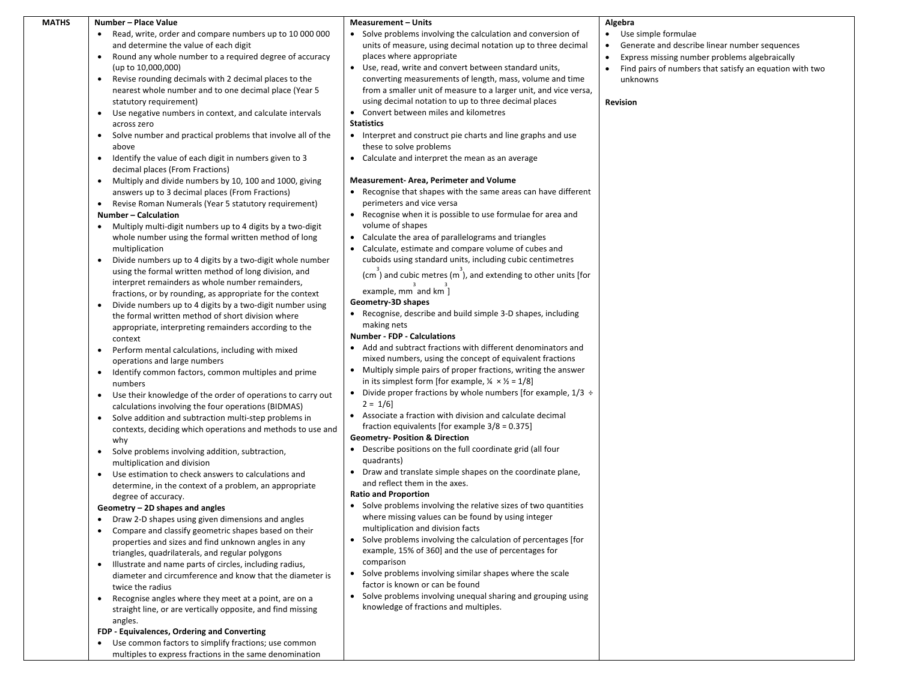| MATHS | Number – Place Value | Measurement – Units | Algebra |
|---|---|---|---|
| | **Number – Place Value**<br>• Read, write, order and compare numbers up to 10 000 000 and determine the value of each digit<br>• Round any whole number to a required degree of accuracy (up to 10,000,000)<br>• Revise rounding decimals with 2 decimal places to the nearest whole number and to one decimal place (Year 5 statutory requirement)<br>• Use negative numbers in context, and calculate intervals across zero<br>• Solve number and practical problems that involve all of the above<br>• Identify the value of each digit in numbers given to 3 decimal places (From Fractions)<br>• Multiply and divide numbers by 10, 100 and 1000, giving answers up to 3 decimal places (From Fractions)<br>• Revise Roman Numerals (Year 5 statutory requirement)<br>**Number – Calculation**<br>• Multiply multi-digit numbers up to 4 digits by a two-digit whole number using the formal written method of long multiplication<br>• Divide numbers up to 4 digits by a two-digit whole number using the formal written method of long division, and interpret remainders as whole number remainders, fractions, or by rounding, as appropriate for the context<br>• Divide numbers up to 4 digits by a two-digit number using the formal written method of short division where appropriate, interpreting remainders according to the context<br>• Perform mental calculations, including with mixed operations and large numbers<br>• Identify common factors, common multiples and prime numbers<br>• Use their knowledge of the order of operations to carry out calculations involving the four operations (BIDMAS)<br>• Solve addition and subtraction multi-step problems in contexts, deciding which operations and methods to use and why<br>• Solve problems involving addition, subtraction, multiplication and division<br>• Use estimation to check answers to calculations and determine, in the context of a problem, an appropriate degree of accuracy.<br>**Geometry – 2D shapes and angles**<br>• Draw 2-D shapes using given dimensions and angles<br>• Compare and classify geometric shapes based on their properties and sizes and find unknown angles in any triangles, quadrilaterals, and regular polygons<br>• Illustrate and name parts of circles, including radius, diameter and circumference and know that the diameter is twice the radius<br>• Recognise angles where they meet at a point, are on a straight line, or are vertically opposite, and find missing angles.<br>**FDP - Equivalences, Ordering and Converting**<br>• Use common factors to simplify fractions; use common multiples to express fractions in the same denomination | **Measurement – Units**<br>• Solve problems involving the calculation and conversion of units of measure, using decimal notation up to three decimal places where appropriate<br>• Use, read, write and convert between standard units, converting measurements of length, mass, volume and time from a smaller unit of measure to a larger unit, and vice versa, using decimal notation to up to three decimal places<br>• Convert between miles and kilometres<br>**Statistics**<br>• Interpret and construct pie charts and line graphs and use these to solve problems<br>• Calculate and interpret the mean as an average<br><br>**Measurement- Area, Perimeter and Volume**<br>• Recognise that shapes with the same areas can have different perimeters and vice versa<br>• Recognise when it is possible to use formulae for area and volume of shapes<br>• Calculate the area of parallelograms and triangles<br>• Calculate, estimate and compare volume of cubes and cuboids using standard units, including cubic centimetres ($cm^3$) and cubic metres ($m^3$), and extending to other units [for example, $mm^3$ and $km^3$]<br>**Geometry-3D shapes**<br>• Recognise, describe and build simple 3-D shapes, including making nets<br>**Number - FDP - Calculations**<br>• Add and subtract fractions with different denominators and mixed numbers, using the concept of equivalent fractions<br>• Multiply simple pairs of proper fractions, writing the answer in its simplest form [for example, ¼ × ½ = 1/8]<br>• Divide proper fractions by whole numbers [for example, 1/3 ÷ 2 = 1/6]<br>• Associate a fraction with division and calculate decimal fraction equivalents [for example 3/8 = 0.375]<br>**Geometry- Position & Direction**<br>• Describe positions on the full coordinate grid (all four quadrants)<br>• Draw and translate simple shapes on the coordinate plane, and reflect them in the axes.<br>**Ratio and Proportion**<br>• Solve problems involving the relative sizes of two quantities where missing values can be found by using integer multiplication and division facts<br>• Solve problems involving the calculation of percentages [for example, 15% of 360] and the use of percentages for comparison<br>• Solve problems involving similar shapes where the scale factor is known or can be found<br>• Solve problems involving unequal sharing and grouping using knowledge of fractions and multiples. | **Algebra**<br>• Use simple formulae<br>• Generate and describe linear number sequences<br>• Express missing number problems algebraically<br>• Find pairs of numbers that satisfy an equation with two unknowns<br><br>**Revision** |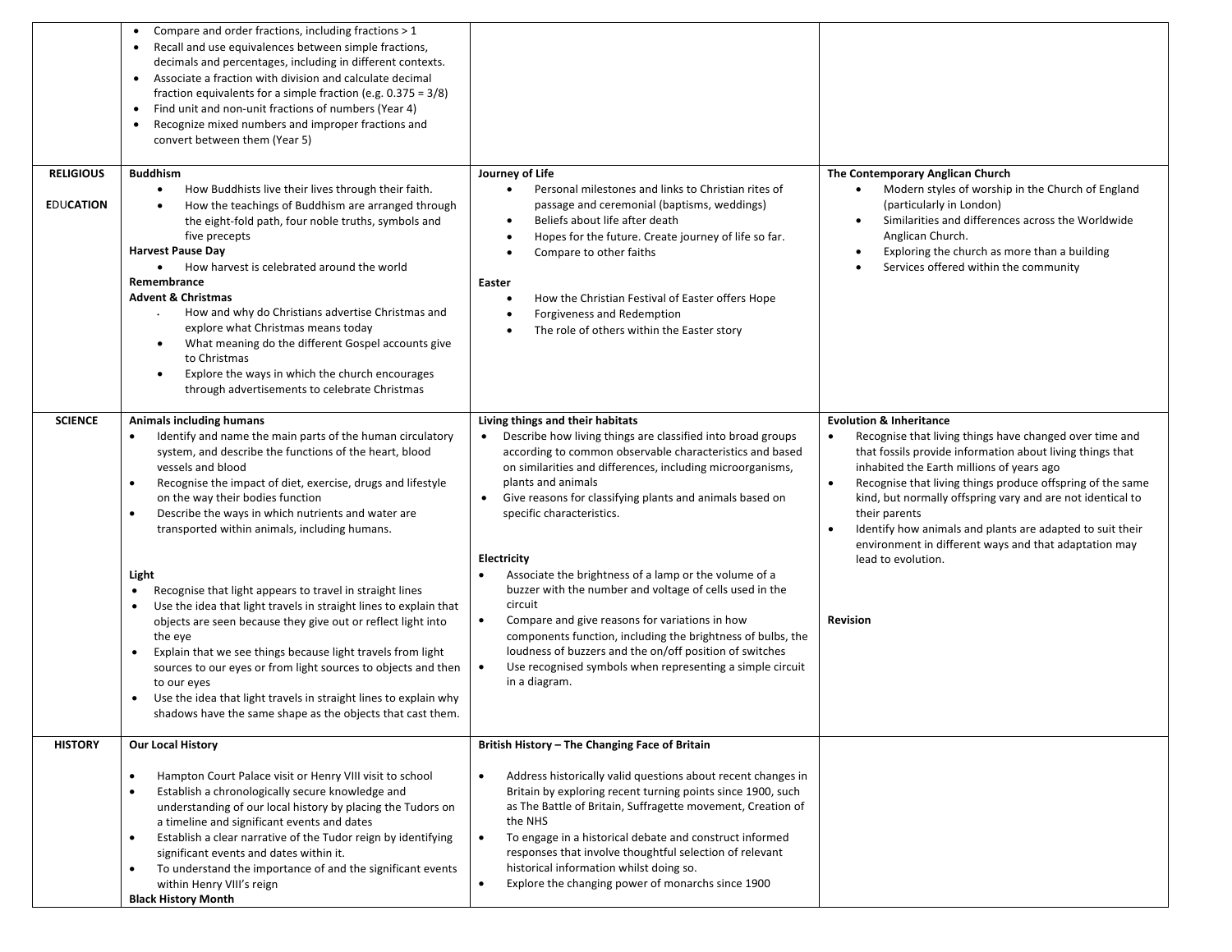| | | | |
|---|---|---|---|
| | • Compare and order fractions, including fractions > 1<br>• Recall and use equivalences between simple fractions, decimals and percentages, including in different contexts.<br>• Associate a fraction with division and calculate decimal fraction equivalents for a simple fraction (e.g. 0.375 = 3/8)<br>• Find unit and non-unit fractions of numbers (Year 4)<br>• Recognize mixed numbers and improper fractions and convert between them (Year 5) | | |
| **RELIGIOUS EDUCATION** | **Buddhism**<br>• How Buddhists live their lives through their faith.<br>• How the teachings of Buddhism are arranged through the eight-fold path, four noble truths, symbols and five precepts<br>**Harvest Pause Day**<br>• How harvest is celebrated around the world<br>**Remembrance**<br>**Advent & Christmas**<br>• How and why do Christians advertise Christmas and explore what Christmas means today<br>• What meaning do the different Gospel accounts give to Christmas<br>• Explore the ways in which the church encourages through advertisements to celebrate Christmas | **Journey of Life**<br>• Personal milestones and links to Christian rites of passage and ceremonial (baptisms, weddings)<br>• Beliefs about life after death<br>• Hopes for the future. Create journey of life so far.<br>• Compare to other faiths<br><br>**Easter**<br>• How the Christian Festival of Easter offers Hope<br>• Forgiveness and Redemption<br>• The role of others within the Easter story | **The Contemporary Anglican Church**<br>• Modern styles of worship in the Church of England (particularly in London)<br>• Similarities and differences across the Worldwide Anglican Church.<br>• Exploring the church as more than a building<br>• Services offered within the community |
| **SCIENCE** | **Animals including humans**<br>• Identify and name the main parts of the human circulatory system, and describe the functions of the heart, blood vessels and blood<br>• Recognise the impact of diet, exercise, drugs and lifestyle on the way their bodies function<br>• Describe the ways in which nutrients and water are transported within animals, including humans.<br><br>**Light**<br>• Recognise that light appears to travel in straight lines<br>• Use the idea that light travels in straight lines to explain that objects are seen because they give out or reflect light into the eye<br>• Explain that we see things because light travels from light sources to our eyes or from light sources to objects and then to our eyes<br>• Use the idea that light travels in straight lines to explain why shadows have the same shape as the objects that cast them. | **Living things and their habitats**<br>• Describe how living things are classified into broad groups according to common observable characteristics and based on similarities and differences, including microorganisms, plants and animals<br>• Give reasons for classifying plants and animals based on specific characteristics.<br><br>**Electricity**<br>• Associate the brightness of a lamp or the volume of a buzzer with the number and voltage of cells used in the circuit<br>• Compare and give reasons for variations in how components function, including the brightness of bulbs, the loudness of buzzers and the on/off position of switches<br>• Use recognised symbols when representing a simple circuit in a diagram. | **Evolution & Inheritance**<br>• Recognise that living things have changed over time and that fossils provide information about living things that inhabited the Earth millions of years ago<br>• Recognise that living things produce offspring of the same kind, but normally offspring vary and are not identical to their parents<br>• Identify how animals and plants are adapted to suit their environment in different ways and that adaptation may lead to evolution.<br><br>**Revision** |
| **HISTORY** | **Our Local History**<br>• Hampton Court Palace visit or Henry VIII visit to school<br>• Establish a chronologically secure knowledge and understanding of our local history by placing the Tudors on a timeline and significant events and dates<br>• Establish a clear narrative of the Tudor reign by identifying significant events and dates within it.<br>• To understand the importance of and the significant events within Henry VIII's reign<br>**Black History Month** | **British History – The Changing Face of Britain**<br>• Address historically valid questions about recent changes in Britain by exploring recent turning points since 1900, such as The Battle of Britain, Suffragette movement, Creation of the NHS<br>• To engage in a historical debate and construct informed responses that involve thoughtful selection of relevant historical information whilst doing so.<br>• Explore the changing power of monarchs since 1900 | |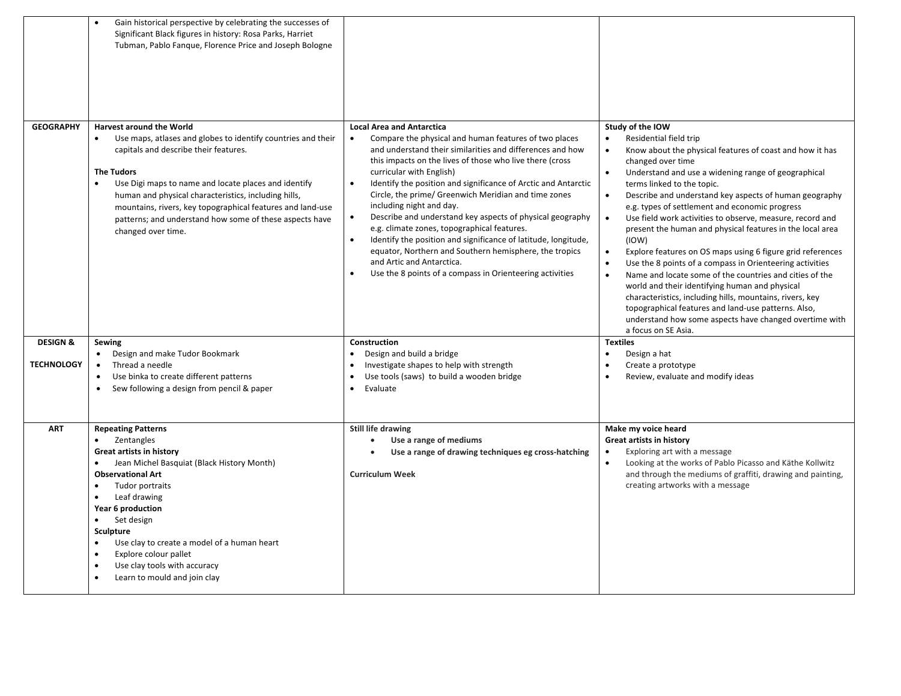| | | | |
|---|---|---|---|
| | • Gain historical perspective by celebrating the successes of Significant Black figures in history: Rosa Parks, Harriet Tubman, Pablo Fanque, Florence Price and Joseph Bologne | | |
| **GEOGRAPHY** | **Harvest around the World**<br>• Use maps, atlases and globes to identify countries and their capitals and describe their features.<br><br>**The Tudors**<br>• Use Digi maps to name and locate places and identify human and physical characteristics, including hills, mountains, rivers, key topographical features and land-use patterns; and understand how some of these aspects have changed over time. | **Local Area and Antarctica**<br>• Compare the physical and human features of two places and understand their similarities and differences and how this impacts on the lives of those who live there (cross curricular with English)<br>• Identify the position and significance of Arctic and Antarctic Circle, the prime/ Greenwich Meridian and time zones including night and day.<br>• Describe and understand key aspects of physical geography e.g. climate zones, topographical features.<br>• Identify the position and significance of latitude, longitude, equator, Northern and Southern hemisphere, the tropics and Artic and Antarctica.<br>• Use the 8 points of a compass in Orienteering activities | **Study of the IOW**<br>• Residential field trip<br>• Know about the physical features of coast and how it has changed over time<br>• Understand and use a widening range of geographical terms linked to the topic.<br>• Describe and understand key aspects of human geography e.g. types of settlement and economic progress<br>• Use field work activities to observe, measure, record and present the human and physical features in the local area (IOW)<br>• Explore features on OS maps using 6 figure grid references<br>• Use the 8 points of a compass in Orienteering activities<br>• Name and locate some of the countries and cities of the world and their identifying human and physical characteristics, including hills, mountains, rivers, key topographical features and land-use patterns. Also, understand how some aspects have changed overtime with a focus on SE Asia. |
| **DESIGN & TECHNOLOGY** | **Sewing**<br>• Design and make Tudor Bookmark<br>• Thread a needle<br>• Use binka to create different patterns<br>• Sew following a design from pencil & paper | **Construction**<br>• Design and build a bridge<br>• Investigate shapes to help with strength<br>• Use tools (saws) to build a wooden bridge<br>• Evaluate | **Textiles**<br>• Design a hat<br>• Create a prototype<br>• Review, evaluate and modify ideas |
| **ART** | **Repeating Patterns**<br>• Zentangles<br>**Great artists in history**<br>• Jean Michel Basquiat (Black History Month)<br>**Observational Art**<br>• Tudor portraits<br>• Leaf drawing<br>**Year 6 production**<br>• Set design<br>**Sculpture**<br>• Use clay to create a model of a human heart<br>• Explore colour pallet<br>• Use clay tools with accuracy<br>• Learn to mould and join clay | **Still life drawing**<br>• **Use a range of mediums**<br>• **Use a range of drawing techniques eg cross-hatching**<br><br>**Curriculum Week** | **Make my voice heard**<br>**Great artists in history**<br>• Exploring art with a message<br>• Looking at the works of Pablo Picasso and Käthe Kollwitz and through the mediums of graffiti, drawing and painting, creating artworks with a message |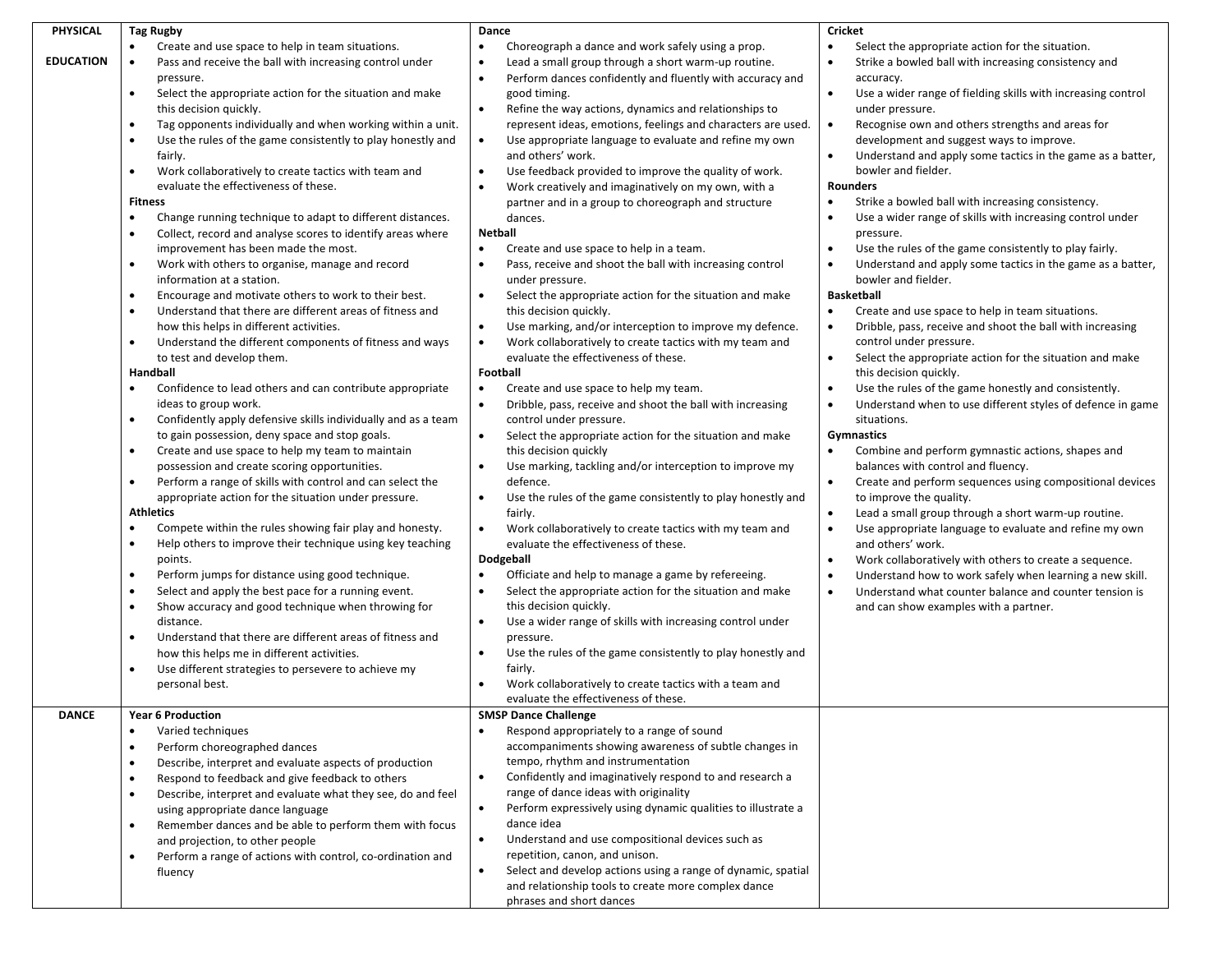| | | | |
|---|---|---|---|
| **PHYSICAL EDUCATION** | **Tag Rugby**<br>• Create and use space to help in team situations.<br>• Pass and receive the ball with increasing control under pressure.<br>• Select the appropriate action for the situation and make this decision quickly.<br>• Tag opponents individually and when working within a unit.<br>• Use the rules of the game consistently to play honestly and fairly.<br>• Work collaboratively to create tactics with team and evaluate the effectiveness of these.<br>**Fitness**<br>• Change running technique to adapt to different distances.<br>• Collect, record and analyse scores to identify areas where improvement has been made the most.<br>• Work with others to organise, manage and record information at a station.<br>• Encourage and motivate others to work to their best.<br>• Understand that there are different areas of fitness and how this helps in different activities.<br>• Understand the different components of fitness and ways to test and develop them.<br>**Handball**<br>• Confidence to lead others and can contribute appropriate ideas to group work.<br>• Confidently apply defensive skills individually and as a team to gain possession, deny space and stop goals.<br>• Create and use space to help my team to maintain possession and create scoring opportunities.<br>• Perform a range of skills with control and can select the appropriate action for the situation under pressure.<br>**Athletics**<br>• Compete within the rules showing fair play and honesty.<br>• Help others to improve their technique using key teaching points.<br>• Perform jumps for distance using good technique.<br>• Select and apply the best pace for a running event.<br>• Show accuracy and good technique when throwing for distance.<br>• Understand that there are different areas of fitness and how this helps me in different activities.<br>• Use different strategies to persevere to achieve my personal best. | **Dance**<br>• Choreograph a dance and work safely using a prop.<br>• Lead a small group through a short warm-up routine.<br>• Perform dances confidently and fluently with accuracy and good timing.<br>• Refine the way actions, dynamics and relationships to represent ideas, emotions, feelings and characters are used.<br>• Use appropriate language to evaluate and refine my own and others' work.<br>• Use feedback provided to improve the quality of work.<br>• Work creatively and imaginatively on my own, with a partner and in a group to choreograph and structure dances.<br>**Netball**<br>• Create and use space to help in a team.<br>• Pass, receive and shoot the ball with increasing control under pressure.<br>• Select the appropriate action for the situation and make this decision quickly.<br>• Use marking, and/or interception to improve my defence.<br>• Work collaboratively to create tactics with my team and evaluate the effectiveness of these.<br>**Football**<br>• Create and use space to help my team.<br>• Dribble, pass, receive and shoot the ball with increasing control under pressure.<br>• Select the appropriate action for the situation and make this decision quickly<br>• Use marking, tackling and/or interception to improve my defence.<br>• Use the rules of the game consistently to play honestly and fairly.<br>• Work collaboratively to create tactics with my team and evaluate the effectiveness of these.<br>**Dodgeball**<br>• Officiate and help to manage a game by refereeing.<br>• Select the appropriate action for the situation and make this decision quickly.<br>• Use a wider range of skills with increasing control under pressure.<br>• Use the rules of the game consistently to play honestly and fairly.<br>• Work collaboratively to create tactics with a team and evaluate the effectiveness of these. | **Cricket**<br>• Select the appropriate action for the situation.<br>• Strike a bowled ball with increasing consistency and accuracy.<br>• Use a wider range of fielding skills with increasing control under pressure.<br>• Recognise own and others strengths and areas for development and suggest ways to improve.<br>• Understand and apply some tactics in the game as a batter, bowler and fielder.<br>**Rounders**<br>• Strike a bowled ball with increasing consistency.<br>• Use a wider range of skills with increasing control under pressure.<br>• Use the rules of the game consistently to play fairly.<br>• Understand and apply some tactics in the game as a batter, bowler and fielder.<br>**Basketball**<br>• Create and use space to help in team situations.<br>• Dribble, pass, receive and shoot the ball with increasing control under pressure.<br>• Select the appropriate action for the situation and make this decision quickly.<br>• Use the rules of the game honestly and consistently.<br>• Understand when to use different styles of defence in game situations.<br>**Gymnastics**<br>• Combine and perform gymnastic actions, shapes and balances with control and fluency.<br>• Create and perform sequences using compositional devices to improve the quality.<br>• Lead a small group through a short warm-up routine.<br>• Use appropriate language to evaluate and refine my own and others' work.<br>• Work collaboratively with others to create a sequence.<br>• Understand how to work safely when learning a new skill.<br>• Understand what counter balance and counter tension is and can show examples with a partner. |
| **DANCE** | **Year 6 Production**<br>• Varied techniques<br>• Perform choreographed dances<br>• Describe, interpret and evaluate aspects of production<br>• Respond to feedback and give feedback to others<br>• Describe, interpret and evaluate what they see, do and feel using appropriate dance language<br>• Remember dances and be able to perform them with focus and projection, to other people<br>• Perform a range of actions with control, co-ordination and fluency | **SMSP Dance Challenge**<br>• Respond appropriately to a range of sound accompaniments showing awareness of subtle changes in tempo, rhythm and instrumentation<br>• Confidently and imaginatively respond to and research a range of dance ideas with originality<br>• Perform expressively using dynamic qualities to illustrate a dance idea<br>• Understand and use compositional devices such as repetition, canon, and unison.<br>• Select and develop actions using a range of dynamic, spatial and relationship tools to create more complex dance phrases and short dances | |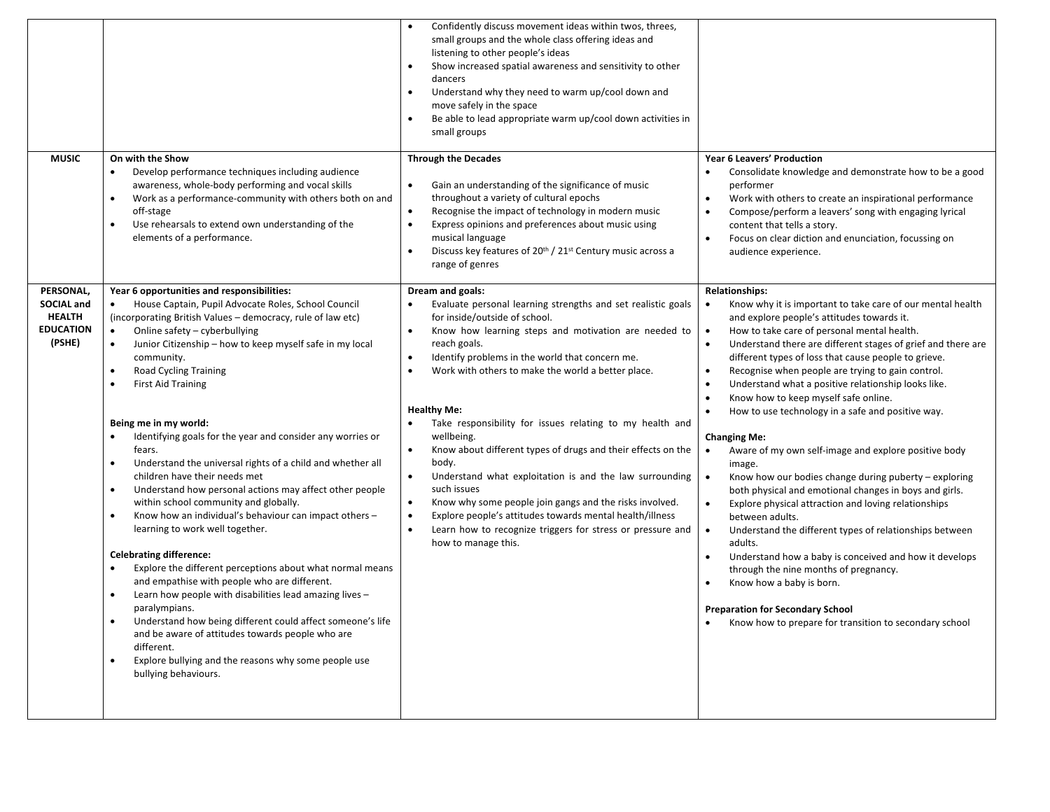| | | | |
|---|---|---|---|
| | | • Confidently discuss movement ideas within twos, threes, small groups and the whole class offering ideas and listening to other people's ideas<br>• Show increased spatial awareness and sensitivity to other dancers<br>• Understand why they need to warm up/cool down and move safely in the space<br>• Be able to lead appropriate warm up/cool down activities in small groups | |
| **MUSIC** | **On with the Show**<br>• Develop performance techniques including audience awareness, whole-body performing and vocal skills<br>• Work as a performance-community with others both on and off-stage<br>• Use rehearsals to extend own understanding of the elements of a performance. | **Through the Decades**<br>• Gain an understanding of the significance of music throughout a variety of cultural epochs<br>• Recognise the impact of technology in modern music<br>• Express opinions and preferences about music using musical language<br>• Discuss key features of 20th / 21st Century music across a range of genres | **Year 6 Leavers' Production**<br>• Consolidate knowledge and demonstrate how to be a good performer<br>• Work with others to create an inspirational performance<br>• Compose/perform a leavers' song with engaging lyrical content that tells a story.<br>• Focus on clear diction and enunciation, focussing on audience experience. |
| **PERSONAL, SOCIAL and HEALTH EDUCATION (PSHE)** | **Year 6 opportunities and responsibilities:**<br>• House Captain, Pupil Advocate Roles, School Council (incorporating British Values – democracy, rule of law etc)<br>• Online safety – cyberbullying<br>• Junior Citizenship – how to keep myself safe in my local community.<br>• Road Cycling Training<br>• First Aid Training<br><br>**Being me in my world:**<br>• Identifying goals for the year and consider any worries or fears.<br>• Understand the universal rights of a child and whether all children have their needs met<br>• Understand how personal actions may affect other people within school community and globally.<br>• Know how an individual's behaviour can impact others – learning to work well together.<br><br>**Celebrating difference:**<br>• Explore the different perceptions about what normal means and empathise with people who are different.<br>• Learn how people with disabilities lead amazing lives – paralympians.<br>• Understand how being different could affect someone's life and be aware of attitudes towards people who are different.<br>• Explore bullying and the reasons why some people use bullying behaviours. | **Dream and goals:**<br>• Evaluate personal learning strengths and set realistic goals for inside/outside of school.<br>• Know how learning steps and motivation are needed to reach goals.<br>• Identify problems in the world that concern me.<br>• Work with others to make the world a better place.<br><br>**Healthy Me:**<br>• Take responsibility for issues relating to my health and wellbeing.<br>• Know about different types of drugs and their effects on the body.<br>• Understand what exploitation is and the law surrounding such issues<br>• Know why some people join gangs and the risks involved.<br>• Explore people's attitudes towards mental health/illness<br>• Learn how to recognize triggers for stress or pressure and how to manage this. | **Relationships:**<br>• Know why it is important to take care of our mental health and explore people's attitudes towards it.<br>• How to take care of personal mental health.<br>• Understand there are different stages of grief and there are different types of loss that cause people to grieve.<br>• Recognise when people are trying to gain control.<br>• Understand what a positive relationship looks like.<br>• Know how to keep myself safe online.<br>• How to use technology in a safe and positive way.<br><br>**Changing Me:**<br>• Aware of my own self-image and explore positive body image.<br>• Know how our bodies change during puberty – exploring both physical and emotional changes in boys and girls.<br>• Explore physical attraction and loving relationships between adults.<br>• Understand the different types of relationships between adults.<br>• Understand how a baby is conceived and how it develops through the nine months of pregnancy.<br>• Know how a baby is born.<br><br>**Preparation for Secondary School**<br>• Know how to prepare for transition to secondary school |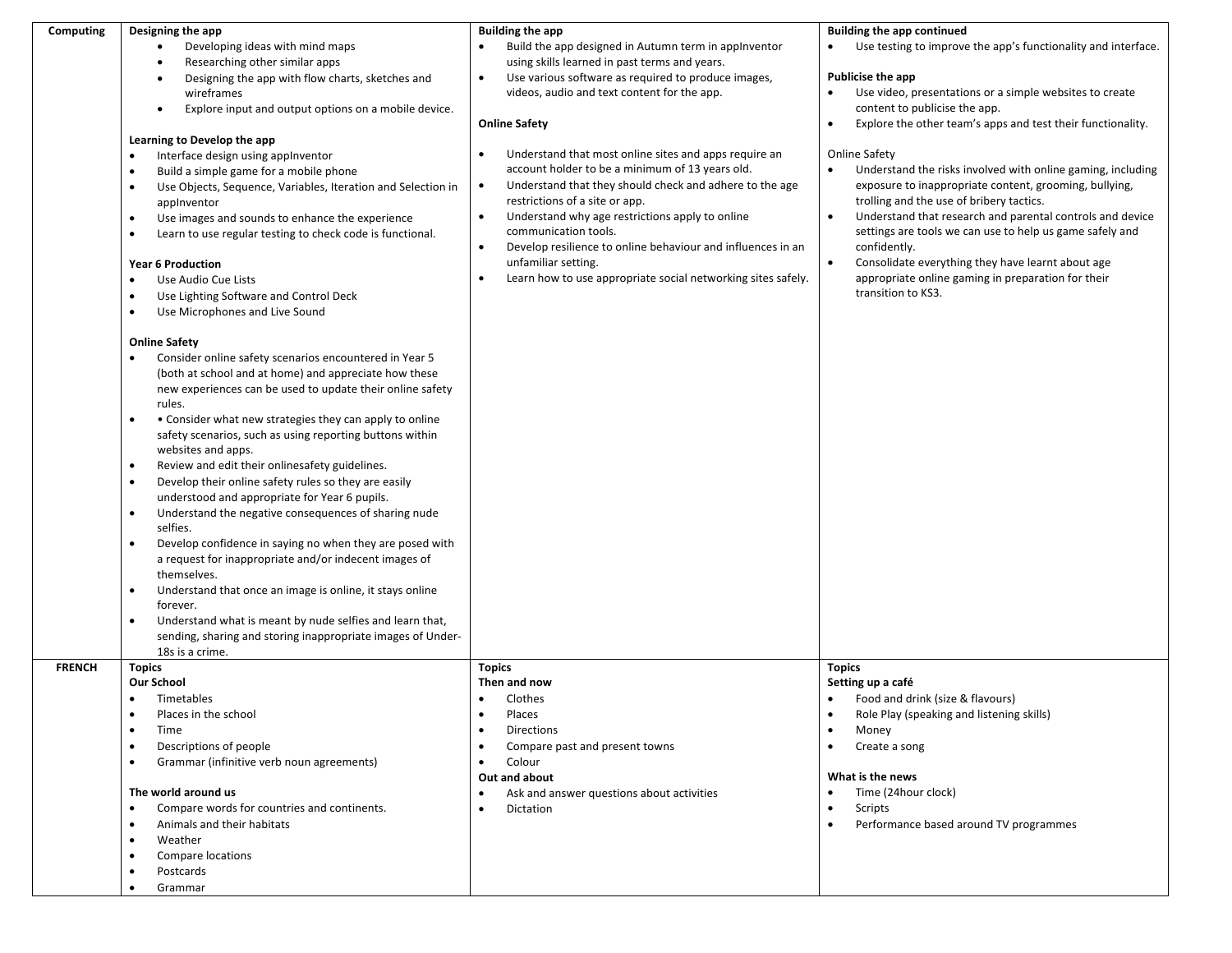| | | | |
|---|---|---|---|
| **Computing** | **Designing the app**<br>• Developing ideas with mind maps<br>• Researching other similar apps<br>• Designing the app with flow charts, sketches and wireframes<br>• Explore input and output options on a mobile device.<br><br>**Learning to Develop the app**<br>• Interface design using appInventor<br>• Build a simple game for a mobile phone<br>• Use Objects, Sequence, Variables, Iteration and Selection in appInventor<br>• Use images and sounds to enhance the experience<br>• Learn to use regular testing to check code is functional.<br><br>**Year 6 Production**<br>• Use Audio Cue Lists<br>• Use Lighting Software and Control Deck<br>• Use Microphones and Live Sound<br><br>**Online Safety**<br>• Consider online safety scenarios encountered in Year 5 (both at school and at home) and appreciate how these new experiences can be used to update their online safety rules.<br>• • Consider what new strategies they can apply to online safety scenarios, such as using reporting buttons within websites and apps.<br>• Review and edit their onlinesafety guidelines.<br>• Develop their online safety rules so they are easily understood and appropriate for Year 6 pupils.<br>• Understand the negative consequences of sharing nude selfies.<br>• Develop confidence in saying no when they are posed with a request for inappropriate and/or indecent images of themselves.<br>• Understand that once an image is online, it stays online forever.<br>• Understand what is meant by nude selfies and learn that, sending, sharing and storing inappropriate images of Under-18s is a crime. | **Building the app**<br>• Build the app designed in Autumn term in appInventor using skills learned in past terms and years.<br>• Use various software as required to produce images, videos, audio and text content for the app.<br><br>**Online Safety**<br><br>• Understand that most online sites and apps require an account holder to be a minimum of 13 years old.<br>• Understand that they should check and adhere to the age restrictions of a site or app.<br>• Understand why age restrictions apply to online communication tools.<br>• Develop resilience to online behaviour and influences in an unfamiliar setting.<br>• Learn how to use appropriate social networking sites safely. | **Building the app continued**<br>• Use testing to improve the app's functionality and interface.<br><br>**Publicise the app**<br>• Use video, presentations or a simple websites to create content to publicise the app.<br>• Explore the other team's apps and test their functionality.<br><br>Online Safety<br>• Understand the risks involved with online gaming, including exposure to inappropriate content, grooming, bullying, trolling and the use of bribery tactics.<br>• Understand that research and parental controls and device settings are tools we can use to help us game safely and confidently.<br>• Consolidate everything they have learnt about age appropriate online gaming in preparation for their transition to KS3. |
| **FRENCH** | **Topics**<br>**Our School**<br>• Timetables<br>• Places in the school<br>• Time<br>• Descriptions of people<br>• Grammar (infinitive verb noun agreements)<br><br>**The world around us**<br>• Compare words for countries and continents.<br>• Animals and their habitats<br>• Weather<br>• Compare locations<br>• Postcards<br>• Grammar | **Topics**<br>**Then and now**<br>• Clothes<br>• Places<br>• Directions<br>• Compare past and present towns<br>• Colour<br>**Out and about**<br>• Ask and answer questions about activities<br>• Dictation | **Topics**<br>**Setting up a café**<br>• Food and drink (size & flavours)<br>• Role Play (speaking and listening skills)<br>• Money<br>• Create a song<br><br>**What is the news**<br>• Time (24hour clock)<br>• Scripts<br>• Performance based around TV programmes |